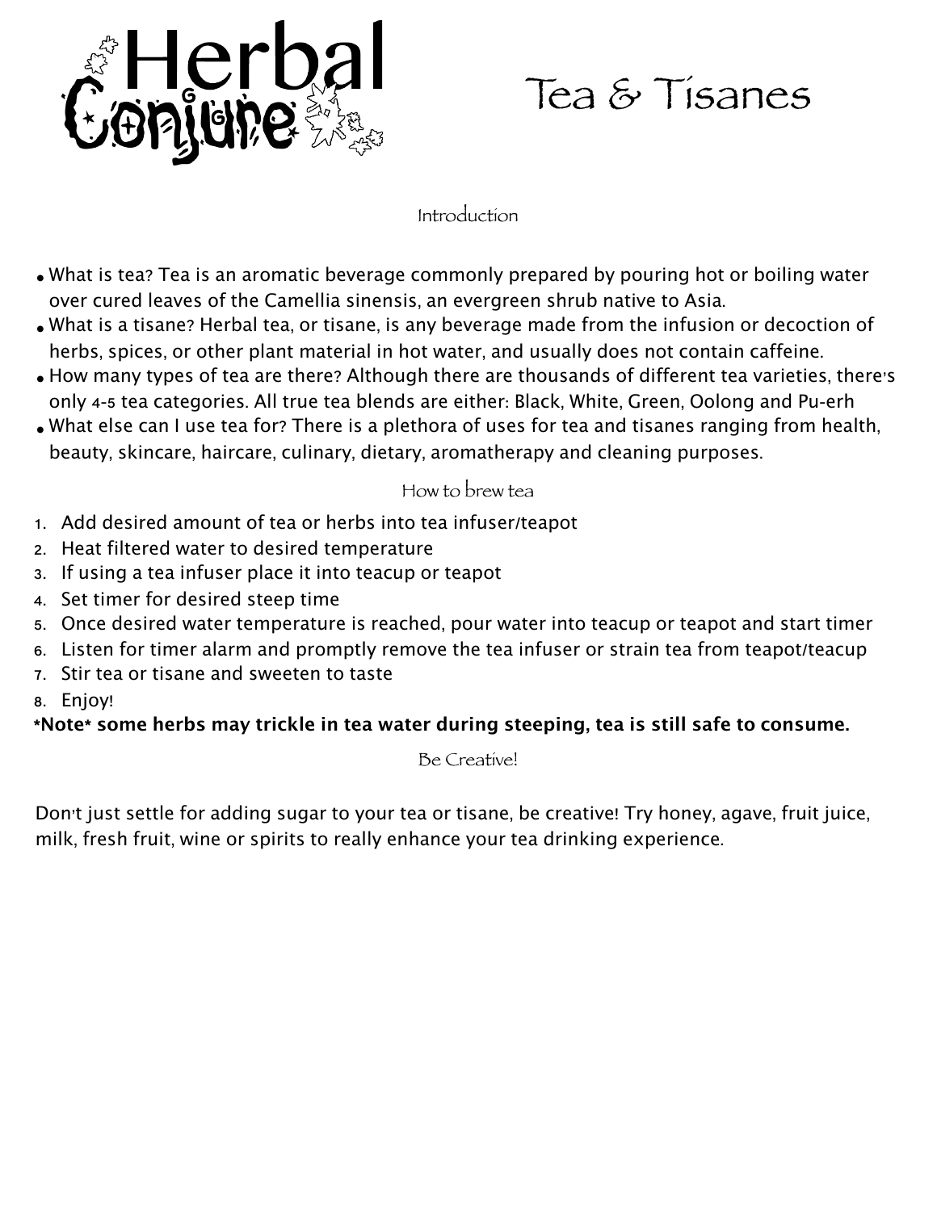# Herbal Conjure

# Tea & Tisanes

## Introduction

- What is tea? Tea is an aromatic beverage commonly prepared by pouring hot or boiling water over cured leaves of the Camellia sinensis, an evergreen shrub native to Asia.
- What is a tisane? Herbal tea, or tisane, is any beverage made from the infusion or decoction of herbs, spices, or other plant material in hot water, and usually does not contain caffeine.
- How many types of tea are there? Although there are thousands of different tea varieties, there's only 4-5 tea categories. All true tea blends are either: Black, White, Green, Oolong and Pu-erh
- What else can I use tea for? There is a plethora of uses for tea and tisanes ranging from health, beauty, skincare, haircare, culinary, dietary, aromatherapy and cleaning purposes.

## How to brew tea

1. Add desired amount of tea or herbs into tea infuser/teapot
2. Heat filtered water to desired temperature
3. If using a tea infuser place it into teacup or teapot
4. Set timer for desired steep time
5. Once desired water temperature is reached, pour water into teacup or teapot and start timer
6. Listen for timer alarm and promptly remove the tea infuser or strain tea from teapot/teacup
7. Stir tea or tisane and sweeten to taste
8. Enjoy!

**\*Note\* some herbs may trickle in tea water during steeping, tea is still safe to consume.**

## Be Creative!

Don't just settle for adding sugar to your tea or tisane, be creative! Try honey, agave, fruit juice, milk, fresh fruit, wine or spirits to really enhance your tea drinking experience.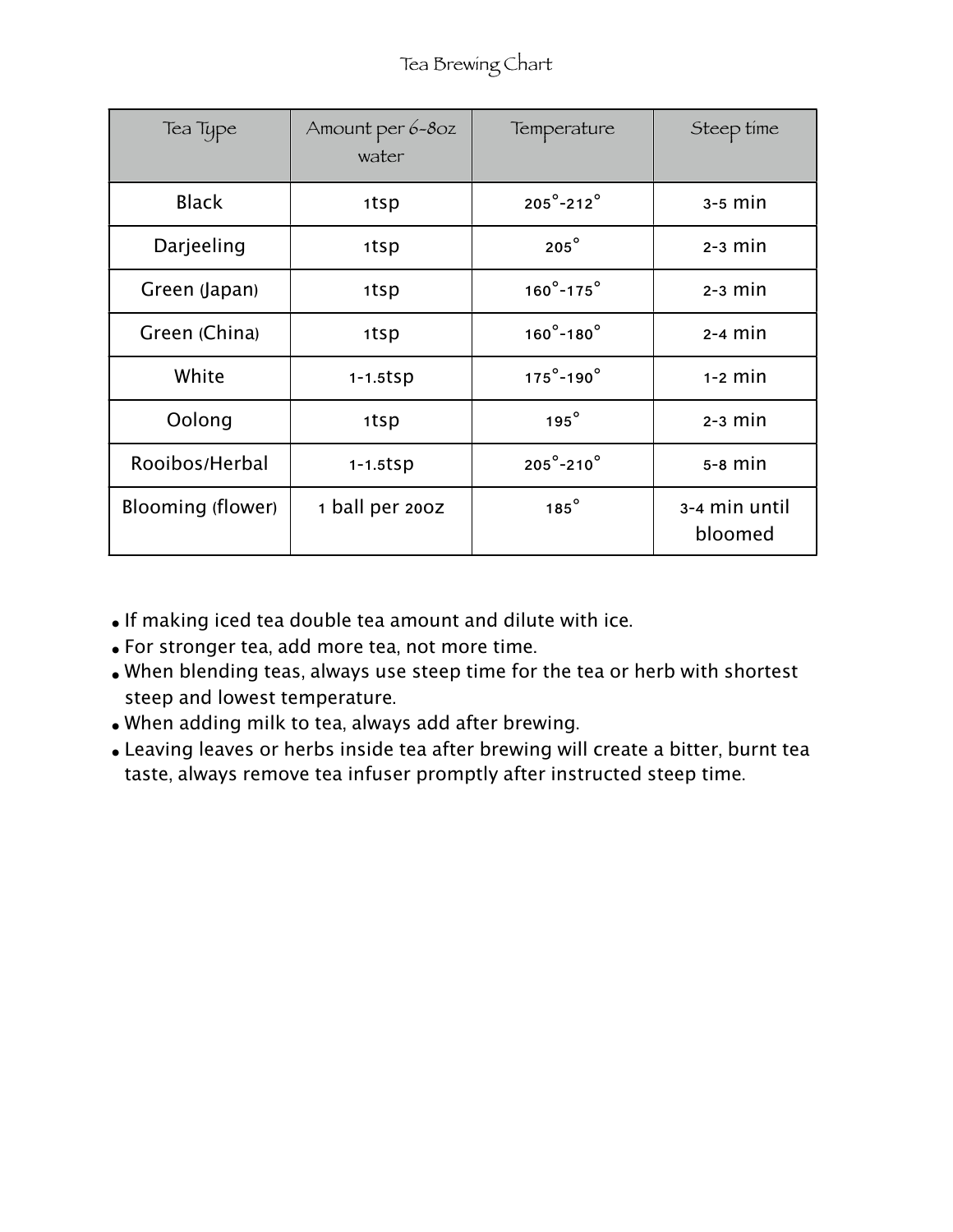# Tea Brewing Chart

| Tea Type | Amount per 6-8oz water | Temperature | Steep time |
|---|---|---|---|
| Black | 1tsp | 205°-212° | 3-5 min |
| Darjeeling | 1tsp | 205° | 2-3 min |
| Green (Japan) | 1tsp | 160°-175° | 2-3 min |
| Green (China) | 1tsp | 160°-180° | 2-4 min |
| White | 1-1.5tsp | 175°-190° | 1-2 min |
| Oolong | 1tsp | 195° | 2-3 min |
| Rooibos/Herbal | 1-1.5tsp | 205°-210° | 5-8 min |
| Blooming (flower) | 1 ball per 20oz | 185° | 3-4 min until bloomed |

- If making iced tea double tea amount and dilute with ice.
- For stronger tea, add more tea, not more time.
- When blending teas, always use steep time for the tea or herb with shortest steep and lowest temperature.
- When adding milk to tea, always add after brewing.
- Leaving leaves or herbs inside tea after brewing will create a bitter, burnt tea taste, always remove tea infuser promptly after instructed steep time.